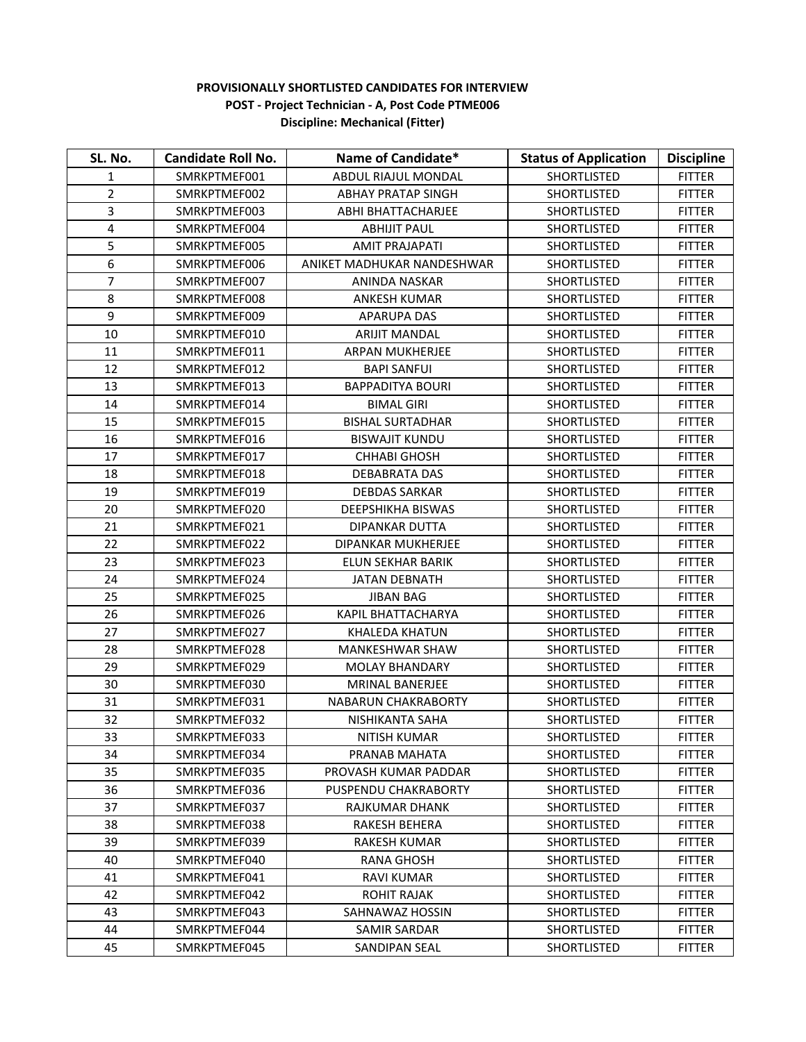**PROVISIONALLY SHORTLISTED CANDIDATES FOR INTERVIEW**

**POST - Project Technician - A, Post Code PTME006**

**Discipline: Mechanical (Fitter)**

| SL. No. | Candidate Roll No. | Name of Candidate* | Status of Application | Discipline |
|---|---|---|---|---|
| 1 | SMRKPTMEF001 | ABDUL RIAJUL MONDAL | SHORTLISTED | FITTER |
| 2 | SMRKPTMEF002 | ABHAY PRATAP SINGH | SHORTLISTED | FITTER |
| 3 | SMRKPTMEF003 | ABHI BHATTACHARJEE | SHORTLISTED | FITTER |
| 4 | SMRKPTMEF004 | ABHIJIT PAUL | SHORTLISTED | FITTER |
| 5 | SMRKPTMEF005 | AMIT PRAJAPATI | SHORTLISTED | FITTER |
| 6 | SMRKPTMEF006 | ANIKET MADHUKAR NANDESHWAR | SHORTLISTED | FITTER |
| 7 | SMRKPTMEF007 | ANINDA NASKAR | SHORTLISTED | FITTER |
| 8 | SMRKPTMEF008 | ANKESH KUMAR | SHORTLISTED | FITTER |
| 9 | SMRKPTMEF009 | APARUPA DAS | SHORTLISTED | FITTER |
| 10 | SMRKPTMEF010 | ARIJIT MANDAL | SHORTLISTED | FITTER |
| 11 | SMRKPTMEF011 | ARPAN MUKHERJEE | SHORTLISTED | FITTER |
| 12 | SMRKPTMEF012 | BAPI SANFUI | SHORTLISTED | FITTER |
| 13 | SMRKPTMEF013 | BAPPADITYA BOURI | SHORTLISTED | FITTER |
| 14 | SMRKPTMEF014 | BIMAL GIRI | SHORTLISTED | FITTER |
| 15 | SMRKPTMEF015 | BISHAL SURTADHAR | SHORTLISTED | FITTER |
| 16 | SMRKPTMEF016 | BISWAJIT KUNDU | SHORTLISTED | FITTER |
| 17 | SMRKPTMEF017 | CHHABI GHOSH | SHORTLISTED | FITTER |
| 18 | SMRKPTMEF018 | DEBABRATA DAS | SHORTLISTED | FITTER |
| 19 | SMRKPTMEF019 | DEBDAS SARKAR | SHORTLISTED | FITTER |
| 20 | SMRKPTMEF020 | DEEPSHIKHA BISWAS | SHORTLISTED | FITTER |
| 21 | SMRKPTMEF021 | DIPANKAR DUTTA | SHORTLISTED | FITTER |
| 22 | SMRKPTMEF022 | DIPANKAR MUKHERJEE | SHORTLISTED | FITTER |
| 23 | SMRKPTMEF023 | ELUN SEKHAR BARIK | SHORTLISTED | FITTER |
| 24 | SMRKPTMEF024 | JATAN DEBNATH | SHORTLISTED | FITTER |
| 25 | SMRKPTMEF025 | JIBAN BAG | SHORTLISTED | FITTER |
| 26 | SMRKPTMEF026 | KAPIL BHATTACHARYA | SHORTLISTED | FITTER |
| 27 | SMRKPTMEF027 | KHALEDA KHATUN | SHORTLISTED | FITTER |
| 28 | SMRKPTMEF028 | MANKESHWAR SHAW | SHORTLISTED | FITTER |
| 29 | SMRKPTMEF029 | MOLAY BHANDARY | SHORTLISTED | FITTER |
| 30 | SMRKPTMEF030 | MRINAL BANERJEE | SHORTLISTED | FITTER |
| 31 | SMRKPTMEF031 | NABARUN CHAKRABORTY | SHORTLISTED | FITTER |
| 32 | SMRKPTMEF032 | NISHIKANTA SAHA | SHORTLISTED | FITTER |
| 33 | SMRKPTMEF033 | NITISH KUMAR | SHORTLISTED | FITTER |
| 34 | SMRKPTMEF034 | PRANAB MAHATA | SHORTLISTED | FITTER |
| 35 | SMRKPTMEF035 | PROVASH KUMAR PADDAR | SHORTLISTED | FITTER |
| 36 | SMRKPTMEF036 | PUSPENDU CHAKRABORTY | SHORTLISTED | FITTER |
| 37 | SMRKPTMEF037 | RAJKUMAR DHANK | SHORTLISTED | FITTER |
| 38 | SMRKPTMEF038 | RAKESH BEHERA | SHORTLISTED | FITTER |
| 39 | SMRKPTMEF039 | RAKESH KUMAR | SHORTLISTED | FITTER |
| 40 | SMRKPTMEF040 | RANA GHOSH | SHORTLISTED | FITTER |
| 41 | SMRKPTMEF041 | RAVI KUMAR | SHORTLISTED | FITTER |
| 42 | SMRKPTMEF042 | ROHIT RAJAK | SHORTLISTED | FITTER |
| 43 | SMRKPTMEF043 | SAHNAWAZ HOSSIN | SHORTLISTED | FITTER |
| 44 | SMRKPTMEF044 | SAMIR SARDAR | SHORTLISTED | FITTER |
| 45 | SMRKPTMEF045 | SANDIPAN SEAL | SHORTLISTED | FITTER |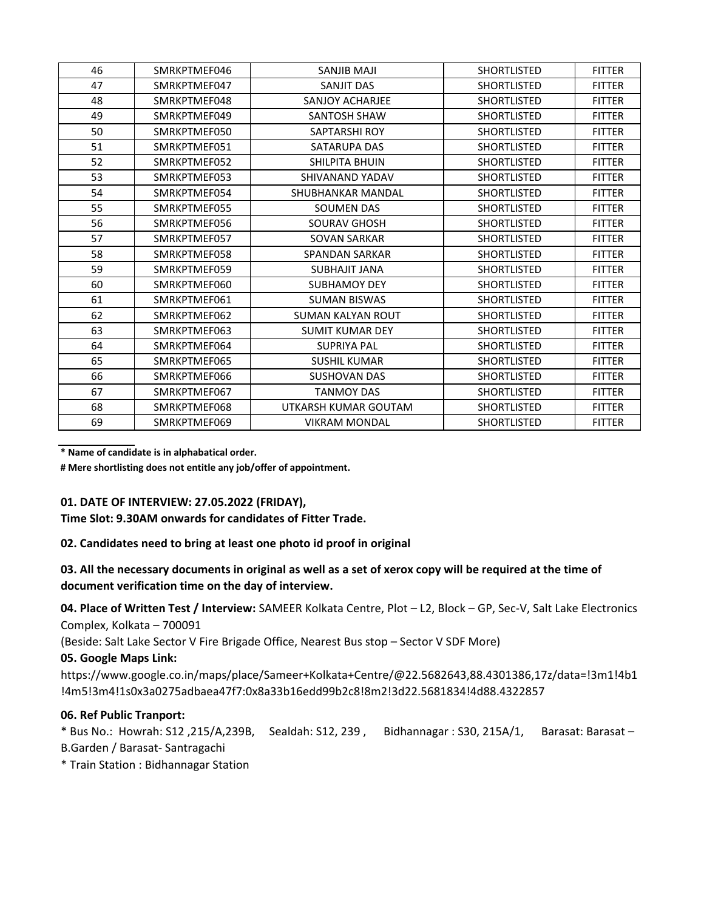| | | | | |
|---|---|---|---|---|
| 46 | SMRKPTMEF046 | SANJIB MAJI | SHORTLISTED | FITTER |
| 47 | SMRKPTMEF047 | SANJIT DAS | SHORTLISTED | FITTER |
| 48 | SMRKPTMEF048 | SANJOY ACHARJEE | SHORTLISTED | FITTER |
| 49 | SMRKPTMEF049 | SANTOSH SHAW | SHORTLISTED | FITTER |
| 50 | SMRKPTMEF050 | SAPTARSHI ROY | SHORTLISTED | FITTER |
| 51 | SMRKPTMEF051 | SATARUPA DAS | SHORTLISTED | FITTER |
| 52 | SMRKPTMEF052 | SHILPITA BHUIN | SHORTLISTED | FITTER |
| 53 | SMRKPTMEF053 | SHIVANAND YADAV | SHORTLISTED | FITTER |
| 54 | SMRKPTMEF054 | SHUBHANKAR MANDAL | SHORTLISTED | FITTER |
| 55 | SMRKPTMEF055 | SOUMEN DAS | SHORTLISTED | FITTER |
| 56 | SMRKPTMEF056 | SOURAV GHOSH | SHORTLISTED | FITTER |
| 57 | SMRKPTMEF057 | SOVAN SARKAR | SHORTLISTED | FITTER |
| 58 | SMRKPTMEF058 | SPANDAN SARKAR | SHORTLISTED | FITTER |
| 59 | SMRKPTMEF059 | SUBHAJIT JANA | SHORTLISTED | FITTER |
| 60 | SMRKPTMEF060 | SUBHAMOY DEY | SHORTLISTED | FITTER |
| 61 | SMRKPTMEF061 | SUMAN BISWAS | SHORTLISTED | FITTER |
| 62 | SMRKPTMEF062 | SUMAN KALYAN ROUT | SHORTLISTED | FITTER |
| 63 | SMRKPTMEF063 | SUMIT KUMAR DEY | SHORTLISTED | FITTER |
| 64 | SMRKPTMEF064 | SUPRIYA PAL | SHORTLISTED | FITTER |
| 65 | SMRKPTMEF065 | SUSHIL KUMAR | SHORTLISTED | FITTER |
| 66 | SMRKPTMEF066 | SUSHOVAN DAS | SHORTLISTED | FITTER |
| 67 | SMRKPTMEF067 | TANMOY DAS | SHORTLISTED | FITTER |
| 68 | SMRKPTMEF068 | UTKARSH KUMAR GOUTAM | SHORTLISTED | FITTER |
| 69 | SMRKPTMEF069 | VIKRAM MONDAL | SHORTLISTED | FITTER |

**\* Name of candidate is in alphabatical order.**

**# Mere shortlisting does not entitle any job/offer of appointment.**

**01. DATE OF INTERVIEW: 27.05.2022 (FRIDAY),**
**Time Slot: 9.30AM onwards for candidates of Fitter Trade.**

**02. Candidates need to bring at least one photo id proof in original**

**03. All the necessary documents in original as well as a set of xerox copy will be required at the time of document verification time on the day of interview.**

**04. Place of Written Test / Interview:** SAMEER Kolkata Centre, Plot – L2, Block – GP, Sec-V, Salt Lake Electronics Complex, Kolkata – 700091
(Beside: Salt Lake Sector V Fire Brigade Office, Nearest Bus stop – Sector V SDF More)

**05. Google Maps Link:**
https://www.google.co.in/maps/place/Sameer+Kolkata+Centre/@22.5682643,88.4301386,17z/data=!3m1!4b1!4m5!3m4!1s0x3a0275adbaea47f7:0x8a33b16edd99b2c8!8m2!3d22.5681834!4d88.4322857

**06. Ref Public Tranport:**

\* Bus No.: Howrah: S12 ,215/A,239B, Sealdah: S12, 239 , Bidhannagar : S30, 215A/1, Barasat: Barasat – B.Garden / Barasat- Santragachi

\* Train Station : Bidhannagar Station